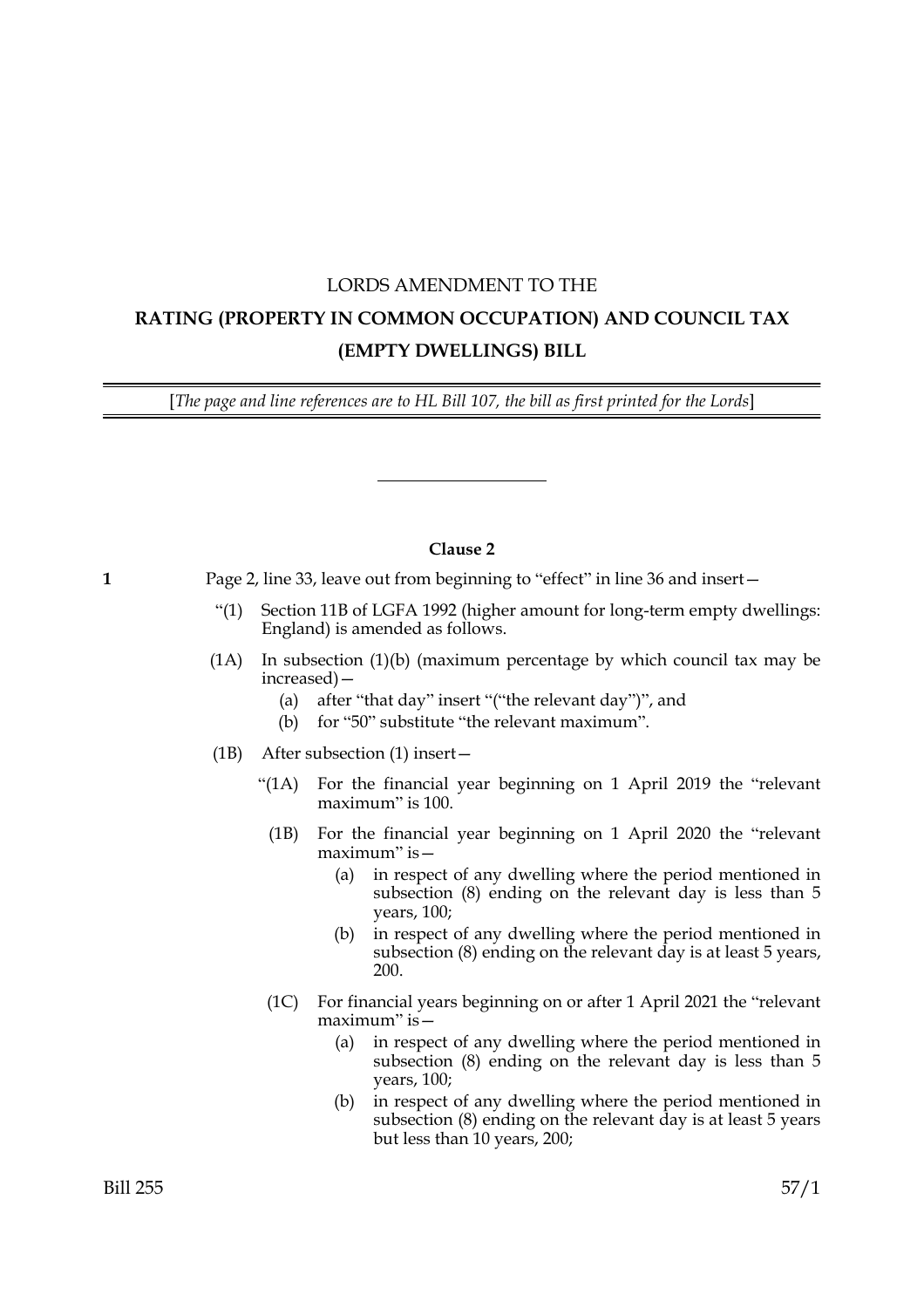LORDS AMENDMENT TO THE

# RATING (PROPERTY IN COMMON OCCUPATION) AND COUNCIL TAX (EMPTY DWELLINGS) BILL

[*The page and line references are to HL Bill 107, the bill as first printed for the Lords*]

---

### Clause 2

**1** Page 2, line 33, leave out from beginning to "effect" in line 36 and insert—

"(1) Section 11B of LGFA 1992 (higher amount for long-term empty dwellings: England) is amended as follows.

(1A) In subsection (1)(b) (maximum percentage by which council tax may be increased)—

(a) after "that day" insert "("the relevant day")", and

(b) for "50" substitute "the relevant maximum".

(1B) After subsection (1) insert—

"(1A) For the financial year beginning on 1 April 2019 the "relevant maximum" is 100.

(1B) For the financial year beginning on 1 April 2020 the "relevant maximum" is—

(a) in respect of any dwelling where the period mentioned in subsection (8) ending on the relevant day is less than 5 years, 100;

(b) in respect of any dwelling where the period mentioned in subsection (8) ending on the relevant day is at least 5 years, 200.

(1C) For financial years beginning on or after 1 April 2021 the "relevant maximum" is—

(a) in respect of any dwelling where the period mentioned in subsection (8) ending on the relevant day is less than 5 years, 100;

(b) in respect of any dwelling where the period mentioned in subsection (8) ending on the relevant day is at least 5 years but less than 10 years, 200;

Bill 255 57/1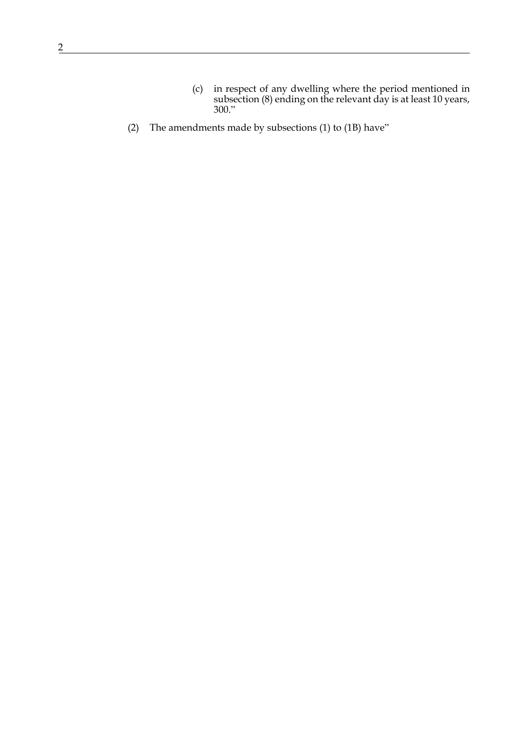(c) in respect of any dwelling where the period mentioned in subsection (8) ending on the relevant day is at least 10 years, 300."

(2) The amendments made by subsections (1) to (1B) have"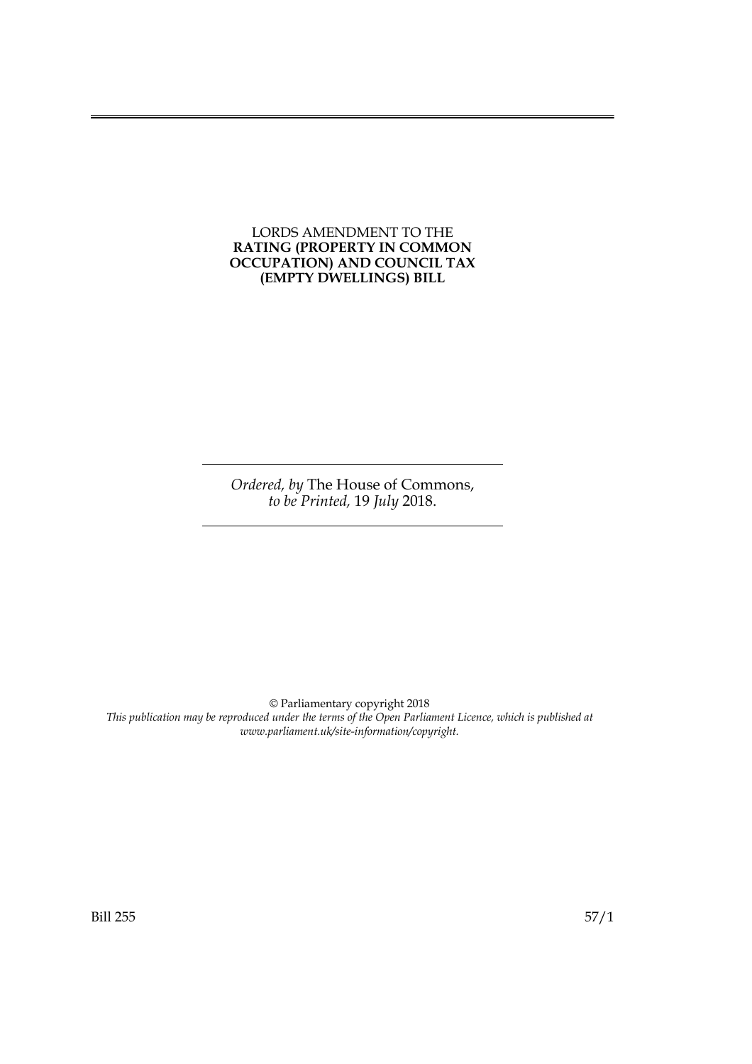LORDS AMENDMENT TO THE
**RATING (PROPERTY IN COMMON OCCUPATION) AND COUNCIL TAX (EMPTY DWELLINGS) BILL**

---

*Ordered, by* The House of Commons,
*to be Printed,* 19 *July* 2018.

---

© Parliamentary copyright 2018
*This publication may be reproduced under the terms of the Open Parliament Licence, which is published at www.parliament.uk/site-information/copyright.*

Bill 255 57/1